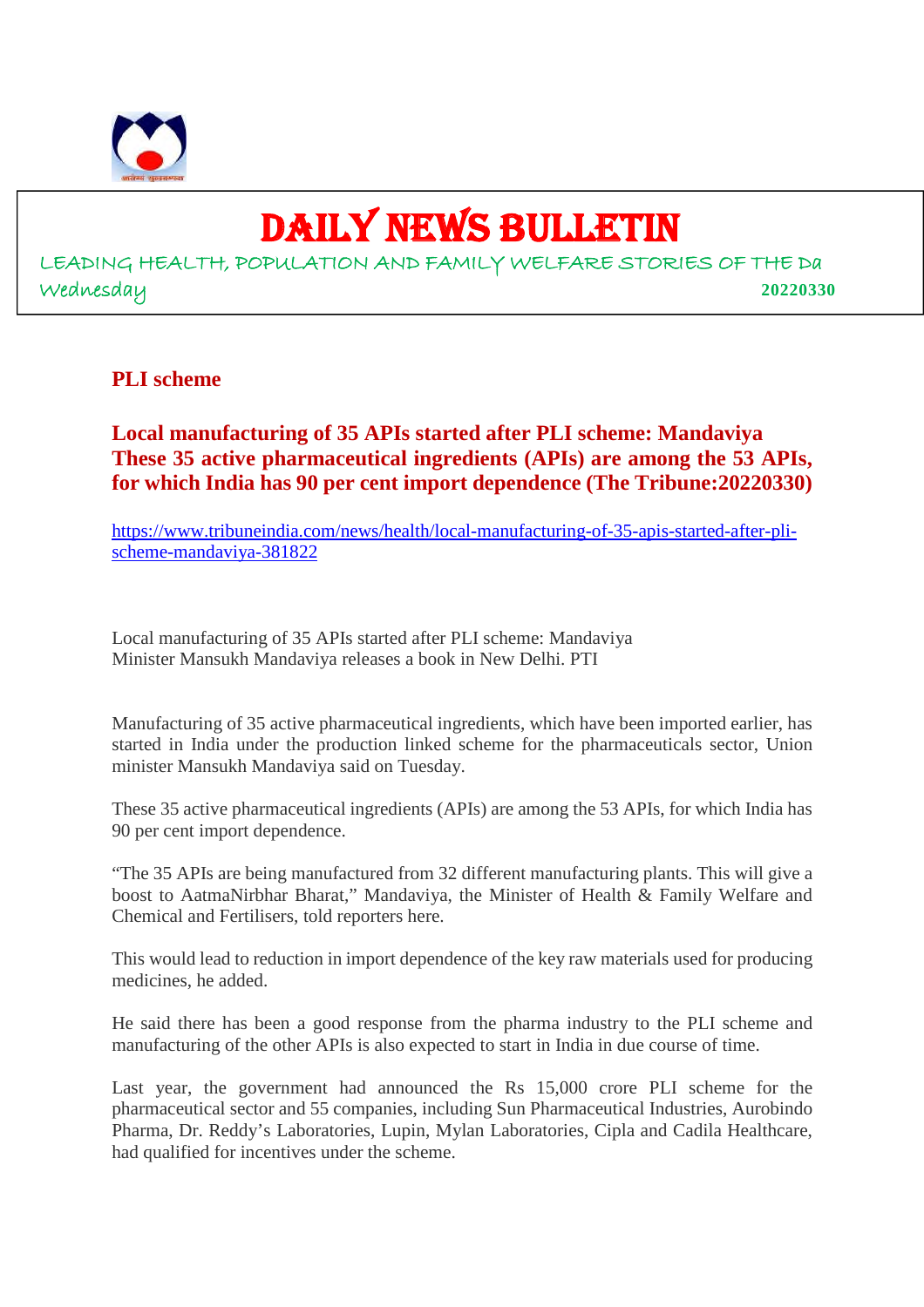# DAILY NEWS BULLETIN

LEADING HEALTH, POPULATION AND FAMILY WELFARE STORIES OF THE Da

Wednesday **20220330**

## PLI scheme

### Local manufacturing of 35 APIs started after PLI scheme: Mandaviya These 35 active pharmaceutical ingredients (APIs) are among the 53 APIs, for which India has 90 per cent import dependence (The Tribune:20220330)

https://www.tribuneindia.com/news/health/local-manufacturing-of-35-apis-started-after-pli-scheme-mandaviya-381822

Local manufacturing of 35 APIs started after PLI scheme: Mandaviya
Minister Mansukh Mandaviya releases a book in New Delhi. PTI

Manufacturing of 35 active pharmaceutical ingredients, which have been imported earlier, has started in India under the production linked scheme for the pharmaceuticals sector, Union minister Mansukh Mandaviya said on Tuesday.

These 35 active pharmaceutical ingredients (APIs) are among the 53 APIs, for which India has 90 per cent import dependence.

"The 35 APIs are being manufactured from 32 different manufacturing plants. This will give a boost to AatmaNirbhar Bharat," Mandaviya, the Minister of Health & Family Welfare and Chemical and Fertilisers, told reporters here.

This would lead to reduction in import dependence of the key raw materials used for producing medicines, he added.

He said there has been a good response from the pharma industry to the PLI scheme and manufacturing of the other APIs is also expected to start in India in due course of time.

Last year, the government had announced the Rs 15,000 crore PLI scheme for the pharmaceutical sector and 55 companies, including Sun Pharmaceutical Industries, Aurobindo Pharma, Dr. Reddy's Laboratories, Lupin, Mylan Laboratories, Cipla and Cadila Healthcare, had qualified for incentives under the scheme.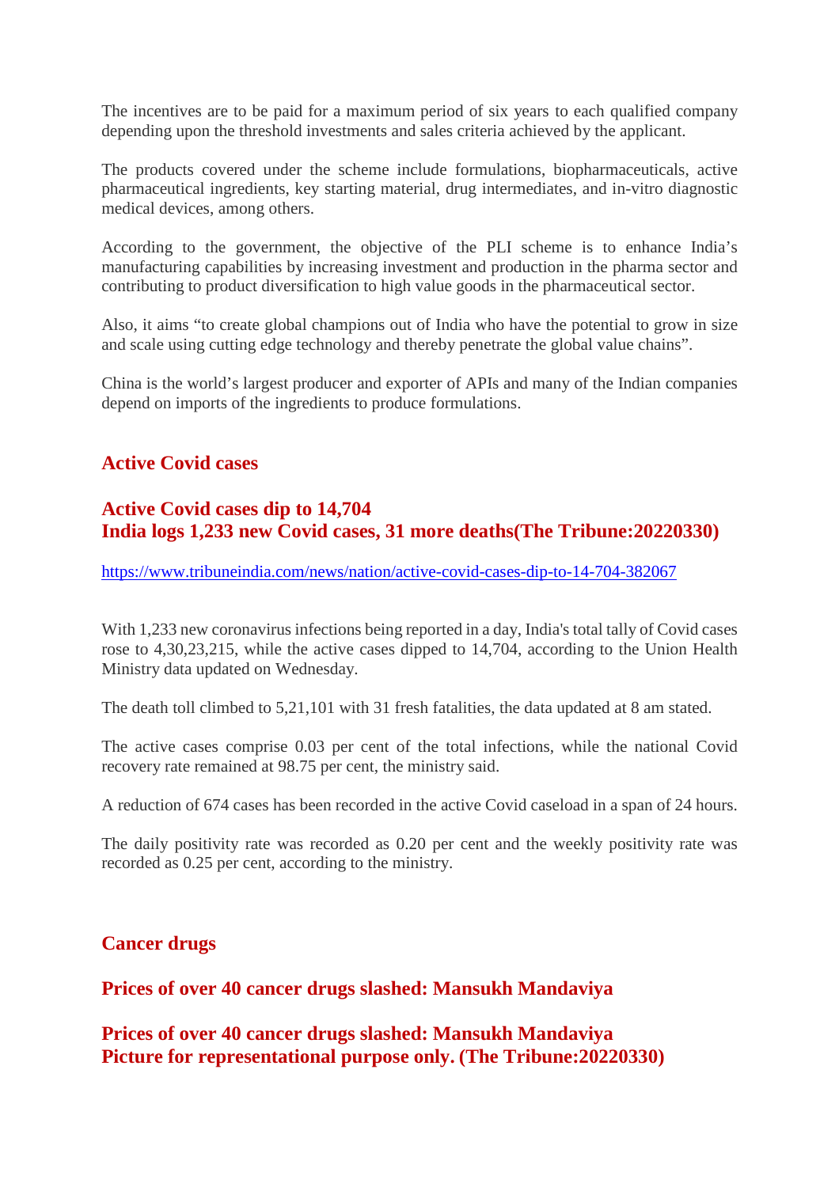The incentives are to be paid for a maximum period of six years to each qualified company depending upon the threshold investments and sales criteria achieved by the applicant.

The products covered under the scheme include formulations, biopharmaceuticals, active pharmaceutical ingredients, key starting material, drug intermediates, and in-vitro diagnostic medical devices, among others.

According to the government, the objective of the PLI scheme is to enhance India's manufacturing capabilities by increasing investment and production in the pharma sector and contributing to product diversification to high value goods in the pharmaceutical sector.

Also, it aims "to create global champions out of India who have the potential to grow in size and scale using cutting edge technology and thereby penetrate the global value chains".

China is the world's largest producer and exporter of APIs and many of the Indian companies depend on imports of the ingredients to produce formulations.

## Active Covid cases

### Active Covid cases dip to 14,704
### India logs 1,233 new Covid cases, 31 more deaths(The Tribune:20220330)

https://www.tribuneindia.com/news/nation/active-covid-cases-dip-to-14-704-382067

With 1,233 new coronavirus infections being reported in a day, India's total tally of Covid cases rose to 4,30,23,215, while the active cases dipped to 14,704, according to the Union Health Ministry data updated on Wednesday.

The death toll climbed to 5,21,101 with 31 fresh fatalities, the data updated at 8 am stated.

The active cases comprise 0.03 per cent of the total infections, while the national Covid recovery rate remained at 98.75 per cent, the ministry said.

A reduction of 674 cases has been recorded in the active Covid caseload in a span of 24 hours.

The daily positivity rate was recorded as 0.20 per cent and the weekly positivity rate was recorded as 0.25 per cent, according to the ministry.

## Cancer drugs

### Prices of over 40 cancer drugs slashed: Mansukh Mandaviya

### Prices of over 40 cancer drugs slashed: Mansukh Mandaviya
### Picture for representational purpose only. (The Tribune:20220330)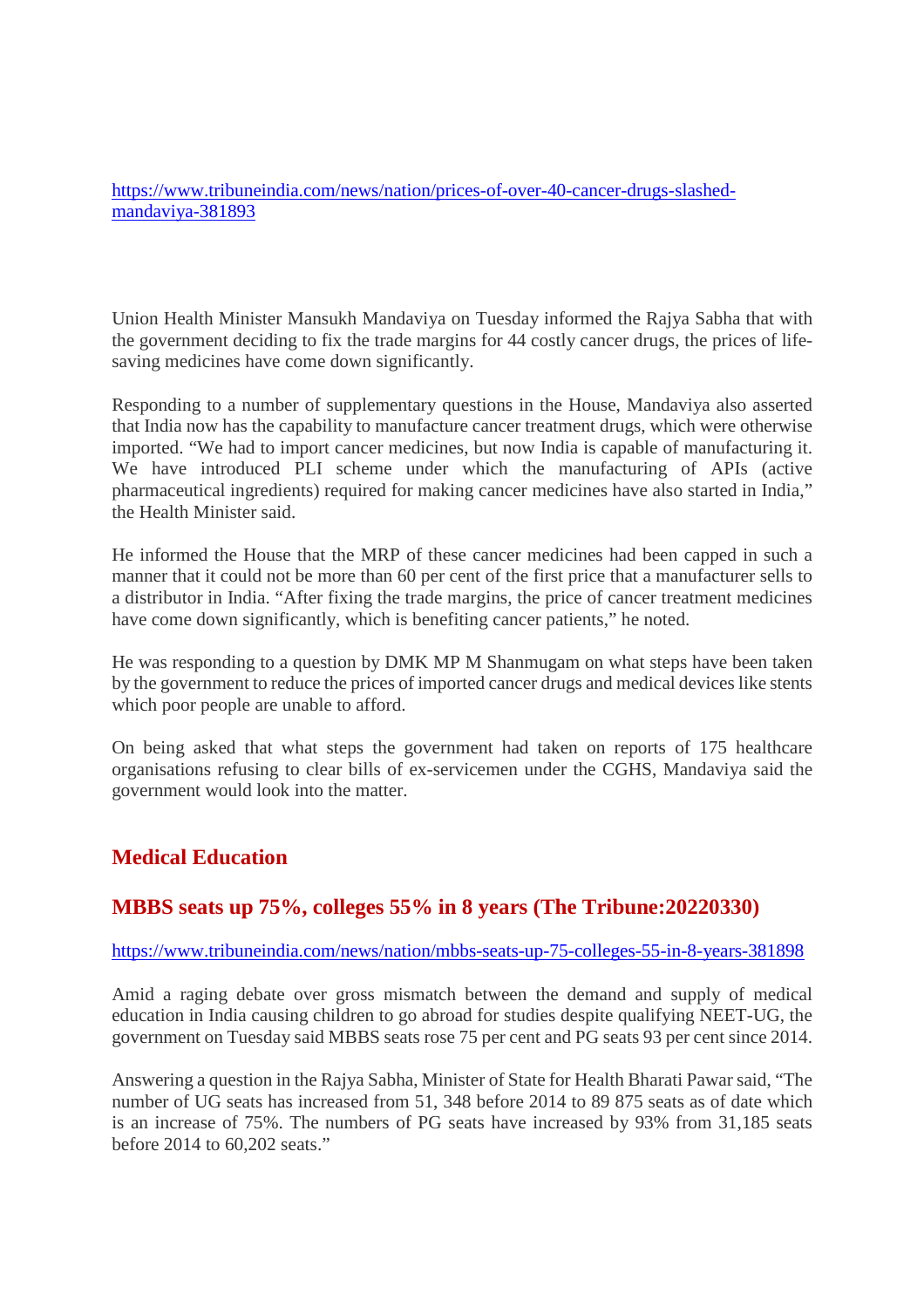https://www.tribuneindia.com/news/nation/prices-of-over-40-cancer-drugs-slashed-mandaviya-381893

Union Health Minister Mansukh Mandaviya on Tuesday informed the Rajya Sabha that with the government deciding to fix the trade margins for 44 costly cancer drugs, the prices of life-saving medicines have come down significantly.

Responding to a number of supplementary questions in the House, Mandaviya also asserted that India now has the capability to manufacture cancer treatment drugs, which were otherwise imported. "We had to import cancer medicines, but now India is capable of manufacturing it. We have introduced PLI scheme under which the manufacturing of APIs (active pharmaceutical ingredients) required for making cancer medicines have also started in India," the Health Minister said.

He informed the House that the MRP of these cancer medicines had been capped in such a manner that it could not be more than 60 per cent of the first price that a manufacturer sells to a distributor in India. "After fixing the trade margins, the price of cancer treatment medicines have come down significantly, which is benefiting cancer patients," he noted.

He was responding to a question by DMK MP M Shanmugam on what steps have been taken by the government to reduce the prices of imported cancer drugs and medical devices like stents which poor people are unable to afford.

On being asked that what steps the government had taken on reports of 175 healthcare organisations refusing to clear bills of ex-servicemen under the CGHS, Mandaviya said the government would look into the matter.

## Medical Education

### MBBS seats up 75%, colleges 55% in 8 years (The Tribune:20220330)

https://www.tribuneindia.com/news/nation/mbbs-seats-up-75-colleges-55-in-8-years-381898

Amid a raging debate over gross mismatch between the demand and supply of medical education in India causing children to go abroad for studies despite qualifying NEET-UG, the government on Tuesday said MBBS seats rose 75 per cent and PG seats 93 per cent since 2014.

Answering a question in the Rajya Sabha, Minister of State for Health Bharati Pawar said, "The number of UG seats has increased from 51, 348 before 2014 to 89 875 seats as of date which is an increase of 75%. The numbers of PG seats have increased by 93% from 31,185 seats before 2014 to 60,202 seats."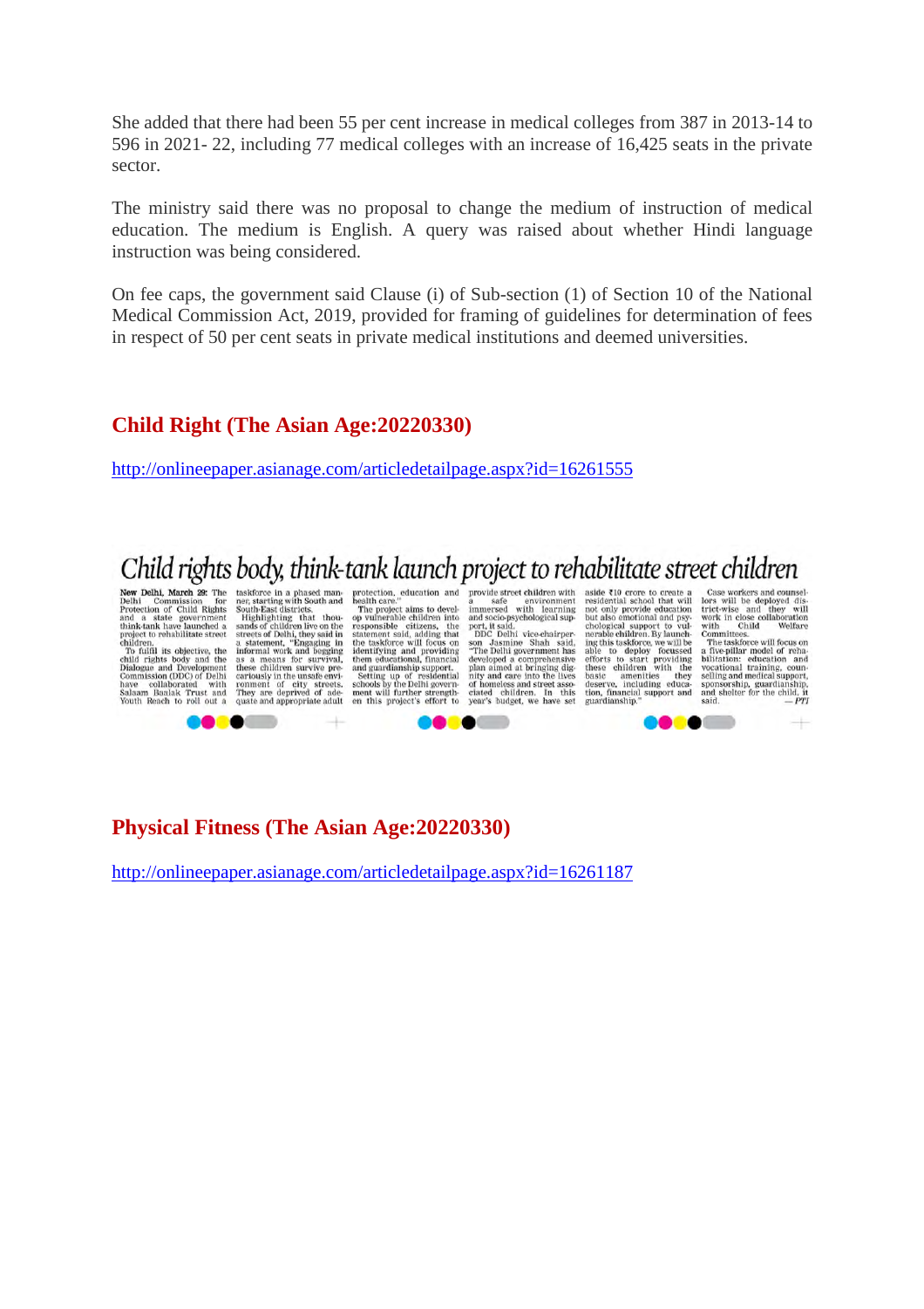She added that there had been 55 per cent increase in medical colleges from 387 in 2013-14 to 596 in 2021- 22, including 77 medical colleges with an increase of 16,425 seats in the private sector.

The ministry said there was no proposal to change the medium of instruction of medical education. The medium is English. A query was raised about whether Hindi language instruction was being considered.

On fee caps, the government said Clause (i) of Sub-section (1) of Section 10 of the National Medical Commission Act, 2019, provided for framing of guidelines for determination of fees in respect of 50 per cent seats in private medical institutions and deemed universities.

## Child Right (The Asian Age:20220330)

http://onlineepaper.asianage.com/articledetailpage.aspx?id=16261555

# Child rights body, think-tank launch project to rehabilitate street children

**New Delhi, March 29:** The Delhi Commission for Protection of Child Rights and a state government think-tank have launched a project to rehabilitate street children.

To fulfil its objective, the child rights body and the Dialogue and Development Commission (DDC) of Delhi have collaborated with Salaam Baalak Trust and Youth Reach to roll out a taskforce in a phased manner, starting with South and South-East districts.

Highlighting that thousands of children live on the streets of Delhi, they said in a statement, "Engaging in informal work and begging as a means for survival, these children survive precariously in the unsafe environment of city streets. They are deprived of adequate and appropriate adult protection, education and health care."

The project aims to develop vulnerable children into responsible citizens, the statement said, adding that the taskforce will focus on identifying and providing them educational, financial and guardianship support.

Setting up of residential schools by the Delhi government will further strengthen this project's effort to provide street children with a safe environment immersed with learning and socio-psychological support, it said.

DDC Delhi vice-chairperson Jasmine Shah said, "The Delhi government has developed a comprehensive plan aimed at bringing dignity and care into the lives of homeless and street associated children. In this year's budget, we have set aside ₹10 crore to create a residential school that will not only provide education but also emotional and psychological support to vulnerable children. By launching this taskforce, we will be able to deploy focussed efforts to start providing these children with the basic amenities they deserve, including education, financial support and guardianship."

Case workers and counsellors will be deployed district-wise and they will work in close collaboration with Child Welfare Committees.

The taskforce will focus on a five-pillar model of rehabilitation: education and vocational training, counselling and medical support, sponsorship, guardianship, and shelter for the child, it said. *— PTI*

## Physical Fitness (The Asian Age:20220330)

http://onlineepaper.asianage.com/articledetailpage.aspx?id=16261187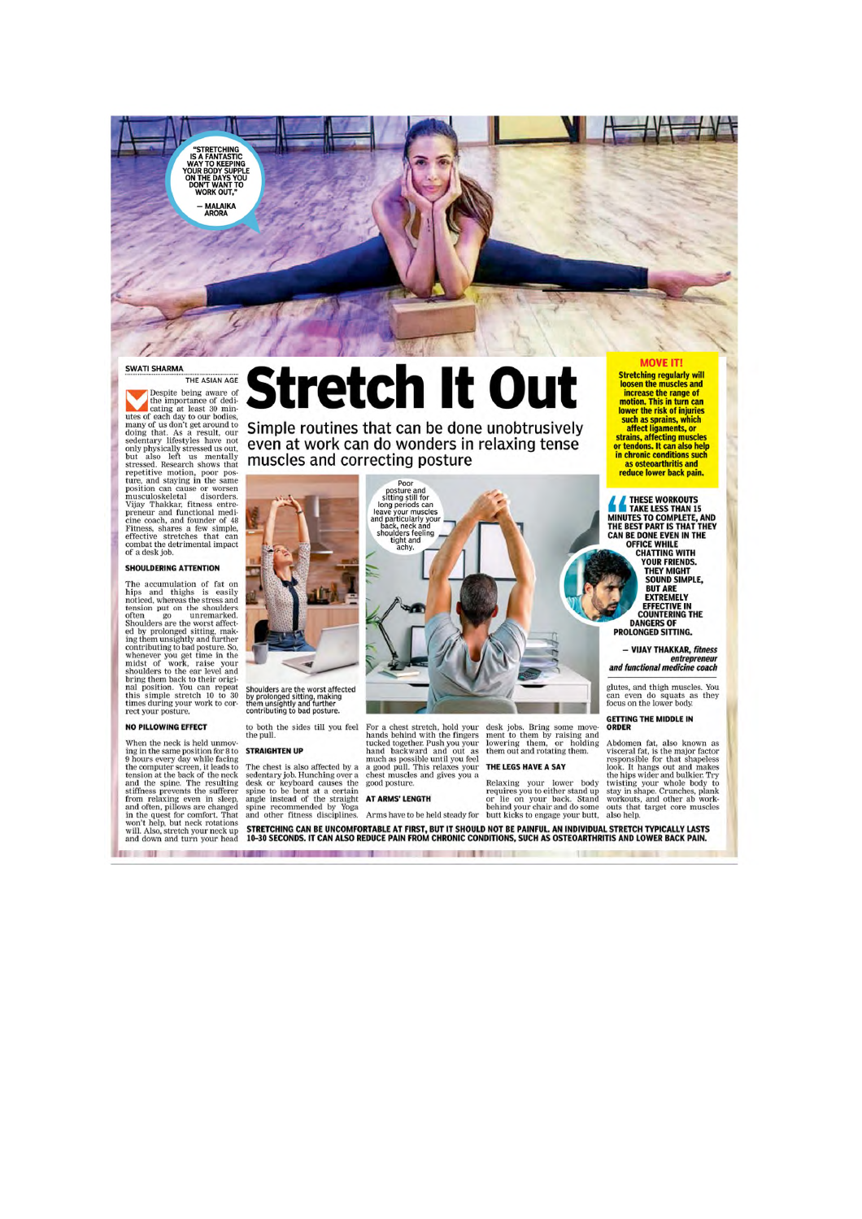"STRETCHING IS A FANTASTIC WAY TO KEEPING YOUR BODY SUPPLE ON THE DAYS YOU DON'T WANT TO WORK OUT," — MALAIKA ARORA

SWATI SHARMA
THE ASIAN AGE

# Stretch It Out

## Simple routines that can be done unobtrusively even at work can do wonders in relaxing tense muscles and correcting posture

Despite being aware of the importance of dedicating at least 30 minutes of each day to our bodies, many of us don't get around to doing that. As a result, our sedentary lifestyles have not only physically stressed us out, but also left us mentally stressed. Research shows that repetitive motion, poor posture, and staying in the same position can cause or worsen musculoskeletal disorders. Vijay Thakkar, fitness entrepreneur and functional medicine coach and founder of 48 Fitness, shares a few simple, effective stretches that can combat the detrimental impact of a desk job.

### SHOULDERING ATTENTION

The accumulation of fat on hips and thighs is easily noticed, whereas the stress and tension put on the shoulders often go unremarked. Shoulders are the worst affected by prolonged sitting, making them unsightly and further contributing to bad posture. So, whenever you get time in the midst of work, raise your shoulders to the ear level and bring them back to their original position. You can repeat this simple stretch 10 to 30 times during your work to correct your posture.

### NO PILLOWING EFFECT

When the neck is held unmoving in the same position for 8 to 9 hours every day while facing the computer screen, it leads to tension at the back of the neck and the spine. The resulting stiffness prevents the sufferer from relaxing even in sleep, and often, pillows are changed in the quest for comfort. That won't help, but neck rotations will. Also, stretch your neck up and down and turn your head to both the sides till you feel the pull.

Shoulders are the worst affected by prolonged sitting, making them unsightly and further contributing to bad posture.

Poor posture and sitting still for long periods can leave your muscles and particularly your back, neck and shoulders feeling tight and achy.

### STRAIGHTEN UP

The chest is also affected by a sedentary job. Hunching over a desk or keyboard causes the spine to be bent at a certain angle instead of the straight spine recommended by Yoga and other fitness disciplines.

For a chest stretch, hold your hands behind with the fingers tucked together. Push you your hand backward and out as much as possible until you feel a good pull. This relaxes your chest muscles and gives you a good posture.

### AT ARMS' LENGTH

Arms have to be held steady for desk jobs. Bring some movement to them by raising and lowering them, or holding them out and rotating them.

### THE LEGS HAVE A SAY

Relaxing your lower body requires you to either stand up or lie on your back. Stand behind your chair and do some butt kicks to engage your butt, glutes, and thigh muscles. You can even do squats as they focus on the lower body.

### GETTING THE MIDDLE IN ORDER

Abdomen fat, also known as visceral fat, is the major factor responsible for that shapeless look. It hangs out and makes the hips wider and bulkier. Try twisting your whole body to stay in shape. Crunches, plank workouts, and other ab workouts that target core muscles also help.

**MOVE IT!**

**Stretching regularly will loosen the muscles and increase the range of motion. This in turn can lower the risk of injuries such as sprains, which affect ligaments, or strains, affecting muscles or tendons. It can also help in chronic conditions such as osteoarthritis and reduce lower back pain.**

> **THESE WORKOUTS TAKE LESS THAN 15 MINUTES TO COMPLETE, AND THE BEST PART IS THAT THEY CAN BE DONE EVEN IN THE OFFICE WHILE CHATTING WITH YOUR FRIENDS. THEY MIGHT SOUND SIMPLE, BUT ARE EXTREMELY EFFECTIVE IN COUNTERING THE DANGERS OF PROLONGED SITTING.**
>
> — VIJAY THAKKAR, *fitness entrepreneur and functional medicine coach*

**STRETCHING CAN BE UNCOMFORTABLE AT FIRST, BUT IT SHOULD NOT BE PAINFUL. AN INDIVIDUAL STRETCH TYPICALLY LASTS 10-30 SECONDS. IT CAN ALSO REDUCE PAIN FROM CHRONIC CONDITIONS, SUCH AS OSTEOARTHRITIS AND LOWER BACK PAIN.**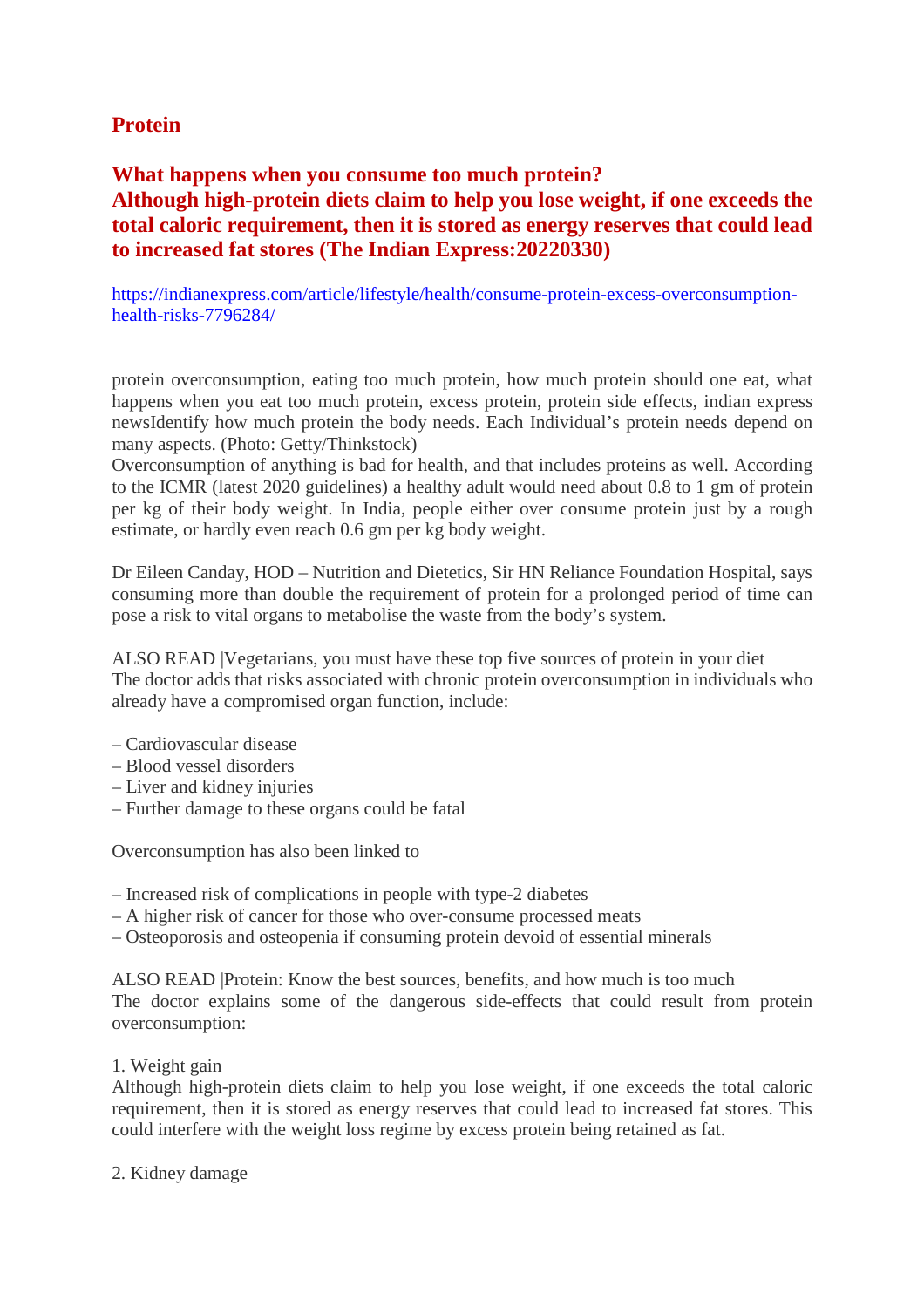## Protein

### What happens when you consume too much protein?
### Although high-protein diets claim to help you lose weight, if one exceeds the total caloric requirement, then it is stored as energy reserves that could lead to increased fat stores (The Indian Express:20220330)

[https://indianexpress.com/article/lifestyle/health/consume-protein-excess-overconsumption-health-risks-7796284/](https://indianexpress.com/article/lifestyle/health/consume-protein-excess-overconsumption-health-risks-7796284/)

protein overconsumption, eating too much protein, how much protein should one eat, what happens when you eat too much protein, excess protein, protein side effects, indian express newsIdentify how much protein the body needs. Each Individual's protein needs depend on many aspects. (Photo: Getty/Thinkstock)
Overconsumption of anything is bad for health, and that includes proteins as well. According to the ICMR (latest 2020 guidelines) a healthy adult would need about 0.8 to 1 gm of protein per kg of their body weight. In India, people either over consume protein just by a rough estimate, or hardly even reach 0.6 gm per kg body weight.

Dr Eileen Canday, HOD – Nutrition and Dietetics, Sir HN Reliance Foundation Hospital, says consuming more than double the requirement of protein for a prolonged period of time can pose a risk to vital organs to metabolise the waste from the body's system.

ALSO READ |Vegetarians, you must have these top five sources of protein in your diet
The doctor adds that risks associated with chronic protein overconsumption in individuals who already have a compromised organ function, include:

– Cardiovascular disease
– Blood vessel disorders
– Liver and kidney injuries
– Further damage to these organs could be fatal

Overconsumption has also been linked to

– Increased risk of complications in people with type-2 diabetes
– A higher risk of cancer for those who over-consume processed meats
– Osteoporosis and osteopenia if consuming protein devoid of essential minerals

ALSO READ |Protein: Know the best sources, benefits, and how much is too much
The doctor explains some of the dangerous side-effects that could result from protein overconsumption:

1. Weight gain
Although high-protein diets claim to help you lose weight, if one exceeds the total caloric requirement, then it is stored as energy reserves that could lead to increased fat stores. This could interfere with the weight loss regime by excess protein being retained as fat.

2. Kidney damage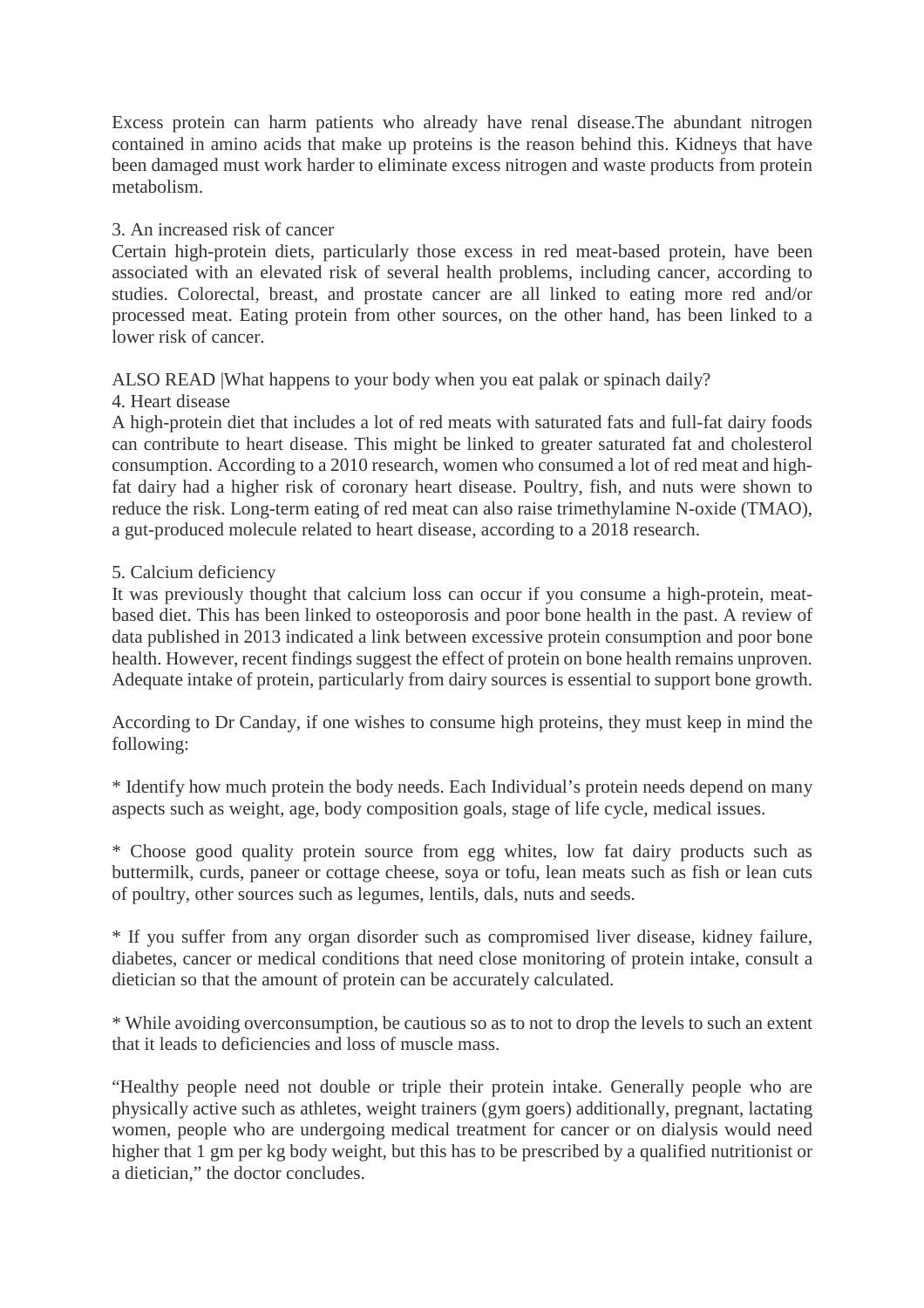Excess protein can harm patients who already have renal disease.The abundant nitrogen contained in amino acids that make up proteins is the reason behind this. Kidneys that have been damaged must work harder to eliminate excess nitrogen and waste products from protein metabolism.

3. An increased risk of cancer

Certain high-protein diets, particularly those excess in red meat-based protein, have been associated with an elevated risk of several health problems, including cancer, according to studies. Colorectal, breast, and prostate cancer are all linked to eating more red and/or processed meat. Eating protein from other sources, on the other hand, has been linked to a lower risk of cancer.

ALSO READ |What happens to your body when you eat palak or spinach daily?

4. Heart disease

A high-protein diet that includes a lot of red meats with saturated fats and full-fat dairy foods can contribute to heart disease. This might be linked to greater saturated fat and cholesterol consumption. According to a 2010 research, women who consumed a lot of red meat and high-fat dairy had a higher risk of coronary heart disease. Poultry, fish, and nuts were shown to reduce the risk. Long-term eating of red meat can also raise trimethylamine N-oxide (TMAO), a gut-produced molecule related to heart disease, according to a 2018 research.

5. Calcium deficiency

It was previously thought that calcium loss can occur if you consume a high-protein, meat-based diet. This has been linked to osteoporosis and poor bone health in the past. A review of data published in 2013 indicated a link between excessive protein consumption and poor bone health. However, recent findings suggest the effect of protein on bone health remains unproven. Adequate intake of protein, particularly from dairy sources is essential to support bone growth.

According to Dr Canday, if one wishes to consume high proteins, they must keep in mind the following:

* Identify how much protein the body needs. Each Individual's protein needs depend on many aspects such as weight, age, body composition goals, stage of life cycle, medical issues.

* Choose good quality protein source from egg whites, low fat dairy products such as buttermilk, curds, paneer or cottage cheese, soya or tofu, lean meats such as fish or lean cuts of poultry, other sources such as legumes, lentils, dals, nuts and seeds.

* If you suffer from any organ disorder such as compromised liver disease, kidney failure, diabetes, cancer or medical conditions that need close monitoring of protein intake, consult a dietician so that the amount of protein can be accurately calculated.

* While avoiding overconsumption, be cautious so as to not to drop the levels to such an extent that it leads to deficiencies and loss of muscle mass.

"Healthy people need not double or triple their protein intake. Generally people who are physically active such as athletes, weight trainers (gym goers) additionally, pregnant, lactating women, people who are undergoing medical treatment for cancer or on dialysis would need higher that 1 gm per kg body weight, but this has to be prescribed by a qualified nutritionist or a dietician," the doctor concludes.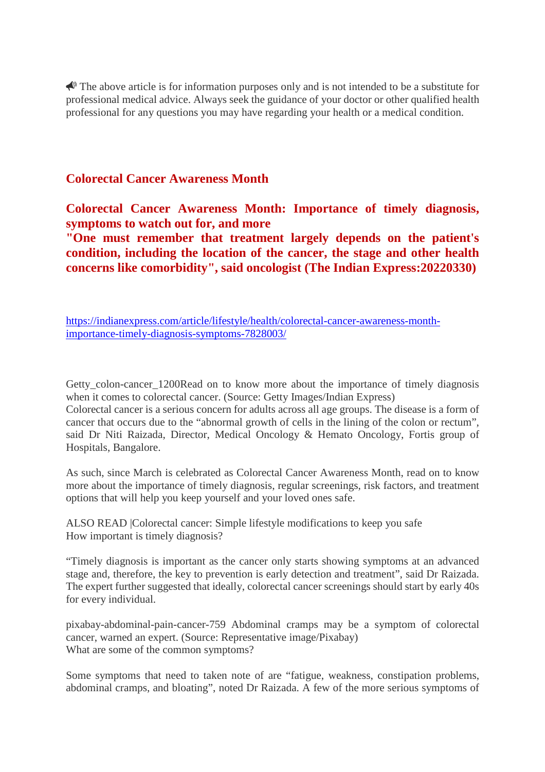📢 The above article is for information purposes only and is not intended to be a substitute for professional medical advice. Always seek the guidance of your doctor or other qualified health professional for any questions you may have regarding your health or a medical condition.

## Colorectal Cancer Awareness Month

**Colorectal Cancer Awareness Month: Importance of timely diagnosis, symptoms to watch out for, and more**
**"One must remember that treatment largely depends on the patient's condition, including the location of the cancer, the stage and other health concerns like comorbidity", said oncologist (The Indian Express:20220330)**

https://indianexpress.com/article/lifestyle/health/colorectal-cancer-awareness-month-importance-timely-diagnosis-symptoms-7828003/

Getty_colon-cancer_1200Read on to know more about the importance of timely diagnosis when it comes to colorectal cancer. (Source: Getty Images/Indian Express)
Colorectal cancer is a serious concern for adults across all age groups. The disease is a form of cancer that occurs due to the "abnormal growth of cells in the lining of the colon or rectum", said Dr Niti Raizada, Director, Medical Oncology & Hemato Oncology, Fortis group of Hospitals, Bangalore.

As such, since March is celebrated as Colorectal Cancer Awareness Month, read on to know more about the importance of timely diagnosis, regular screenings, risk factors, and treatment options that will help you keep yourself and your loved ones safe.

ALSO READ |Colorectal cancer: Simple lifestyle modifications to keep you safe
How important is timely diagnosis?

"Timely diagnosis is important as the cancer only starts showing symptoms at an advanced stage and, therefore, the key to prevention is early detection and treatment", said Dr Raizada. The expert further suggested that ideally, colorectal cancer screenings should start by early 40s for every individual.

pixabay-abdominal-pain-cancer-759 Abdominal cramps may be a symptom of colorectal cancer, warned an expert. (Source: Representative image/Pixabay)
What are some of the common symptoms?

Some symptoms that need to taken note of are "fatigue, weakness, constipation problems, abdominal cramps, and bloating", noted Dr Raizada. A few of the more serious symptoms of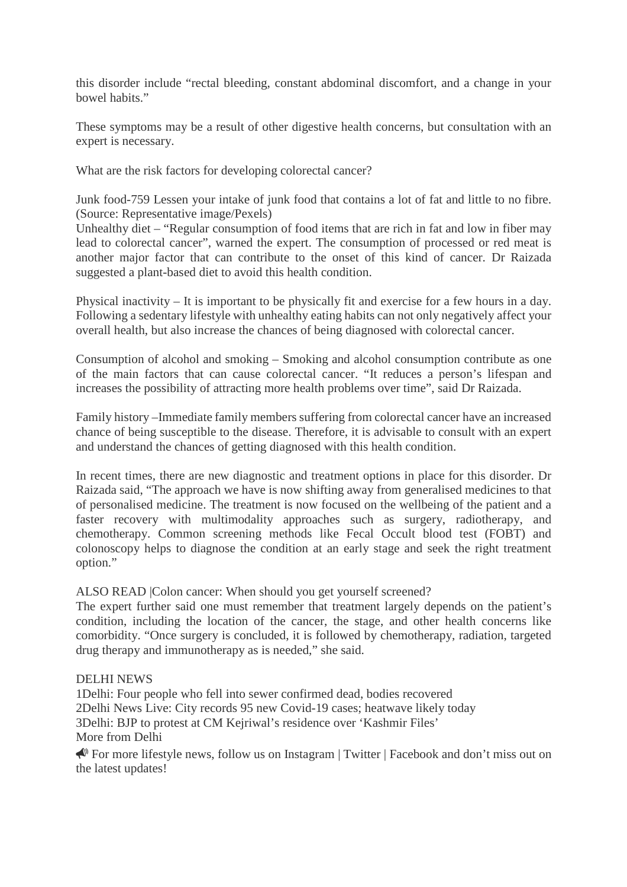this disorder include "rectal bleeding, constant abdominal discomfort, and a change in your bowel habits."

These symptoms may be a result of other digestive health concerns, but consultation with an expert is necessary.

What are the risk factors for developing colorectal cancer?

Junk food-759 Lessen your intake of junk food that contains a lot of fat and little to no fibre. (Source: Representative image/Pexels)
Unhealthy diet – "Regular consumption of food items that are rich in fat and low in fiber may lead to colorectal cancer", warned the expert. The consumption of processed or red meat is another major factor that can contribute to the onset of this kind of cancer. Dr Raizada suggested a plant-based diet to avoid this health condition.

Physical inactivity – It is important to be physically fit and exercise for a few hours in a day. Following a sedentary lifestyle with unhealthy eating habits can not only negatively affect your overall health, but also increase the chances of being diagnosed with colorectal cancer.

Consumption of alcohol and smoking – Smoking and alcohol consumption contribute as one of the main factors that can cause colorectal cancer. "It reduces a person's lifespan and increases the possibility of attracting more health problems over time", said Dr Raizada.

Family history –Immediate family members suffering from colorectal cancer have an increased chance of being susceptible to the disease. Therefore, it is advisable to consult with an expert and understand the chances of getting diagnosed with this health condition.

In recent times, there are new diagnostic and treatment options in place for this disorder. Dr Raizada said, "The approach we have is now shifting away from generalised medicines to that of personalised medicine. The treatment is now focused on the wellbeing of the patient and a faster recovery with multimodality approaches such as surgery, radiotherapy, and chemotherapy. Common screening methods like Fecal Occult blood test (FOBT) and colonoscopy helps to diagnose the condition at an early stage and seek the right treatment option."

ALSO READ |Colon cancer: When should you get yourself screened?
The expert further said one must remember that treatment largely depends on the patient's condition, including the location of the cancer, the stage, and other health concerns like comorbidity. "Once surgery is concluded, it is followed by chemotherapy, radiation, targeted drug therapy and immunotherapy as is needed," she said.

DELHI NEWS
1Delhi: Four people who fell into sewer confirmed dead, bodies recovered
2Delhi News Live: City records 95 new Covid-19 cases; heatwave likely today
3Delhi: BJP to protest at CM Kejriwal's residence over 'Kashmir Files'
More from Delhi

📣 For more lifestyle news, follow us on Instagram | Twitter | Facebook and don't miss out on the latest updates!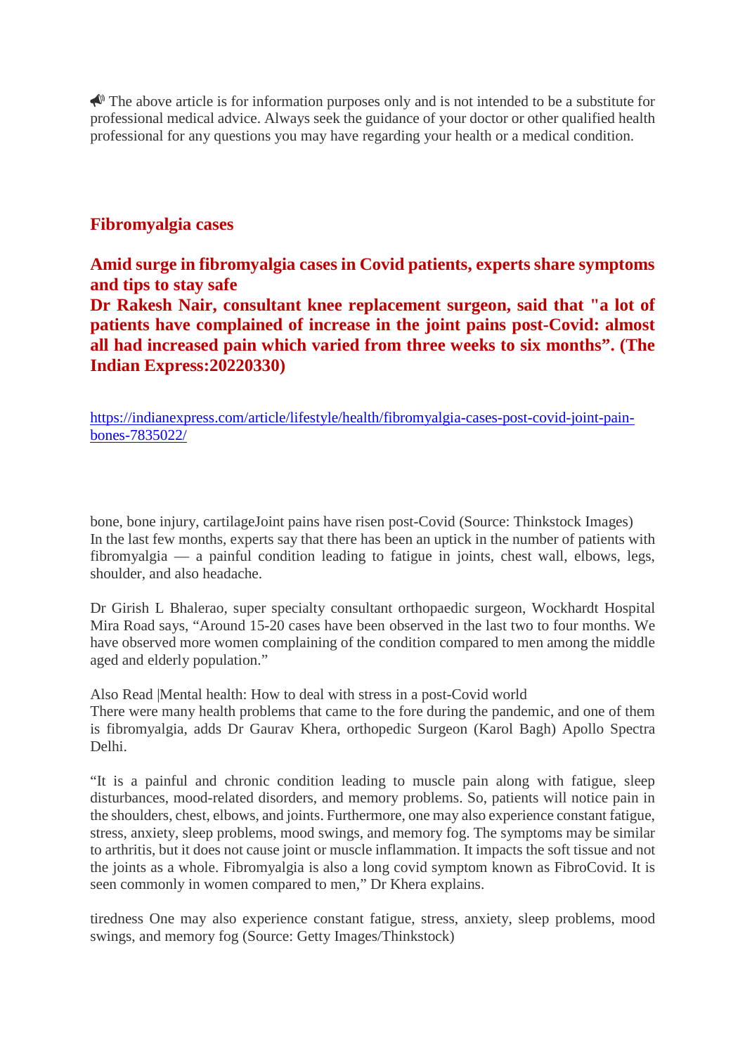📢 The above article is for information purposes only and is not intended to be a substitute for professional medical advice. Always seek the guidance of your doctor or other qualified health professional for any questions you may have regarding your health or a medical condition.

## Fibromyalgia cases

**Amid surge in fibromyalgia cases in Covid patients, experts share symptoms and tips to stay safe**
**Dr Rakesh Nair, consultant knee replacement surgeon, said that "a lot of patients have complained of increase in the joint pains post-Covid: almost all had increased pain which varied from three weeks to six months". (The Indian Express:20220330)**

https://indianexpress.com/article/lifestyle/health/fibromyalgia-cases-post-covid-joint-pain-bones-7835022/

bone, bone injury, cartilageJoint pains have risen post-Covid (Source: Thinkstock Images)
In the last few months, experts say that there has been an uptick in the number of patients with fibromyalgia — a painful condition leading to fatigue in joints, chest wall, elbows, legs, shoulder, and also headache.

Dr Girish L Bhalerao, super specialty consultant orthopaedic surgeon, Wockhardt Hospital Mira Road says, "Around 15-20 cases have been observed in the last two to four months. We have observed more women complaining of the condition compared to men among the middle aged and elderly population."

Also Read |Mental health: How to deal with stress in a post-Covid world
There were many health problems that came to the fore during the pandemic, and one of them is fibromyalgia, adds Dr Gaurav Khera, orthopedic Surgeon (Karol Bagh) Apollo Spectra Delhi.

"It is a painful and chronic condition leading to muscle pain along with fatigue, sleep disturbances, mood-related disorders, and memory problems. So, patients will notice pain in the shoulders, chest, elbows, and joints. Furthermore, one may also experience constant fatigue, stress, anxiety, sleep problems, mood swings, and memory fog. The symptoms may be similar to arthritis, but it does not cause joint or muscle inflammation. It impacts the soft tissue and not the joints as a whole. Fibromyalgia is also a long covid symptom known as FibroCovid. It is seen commonly in women compared to men," Dr Khera explains.

tiredness One may also experience constant fatigue, stress, anxiety, sleep problems, mood swings, and memory fog (Source: Getty Images/Thinkstock)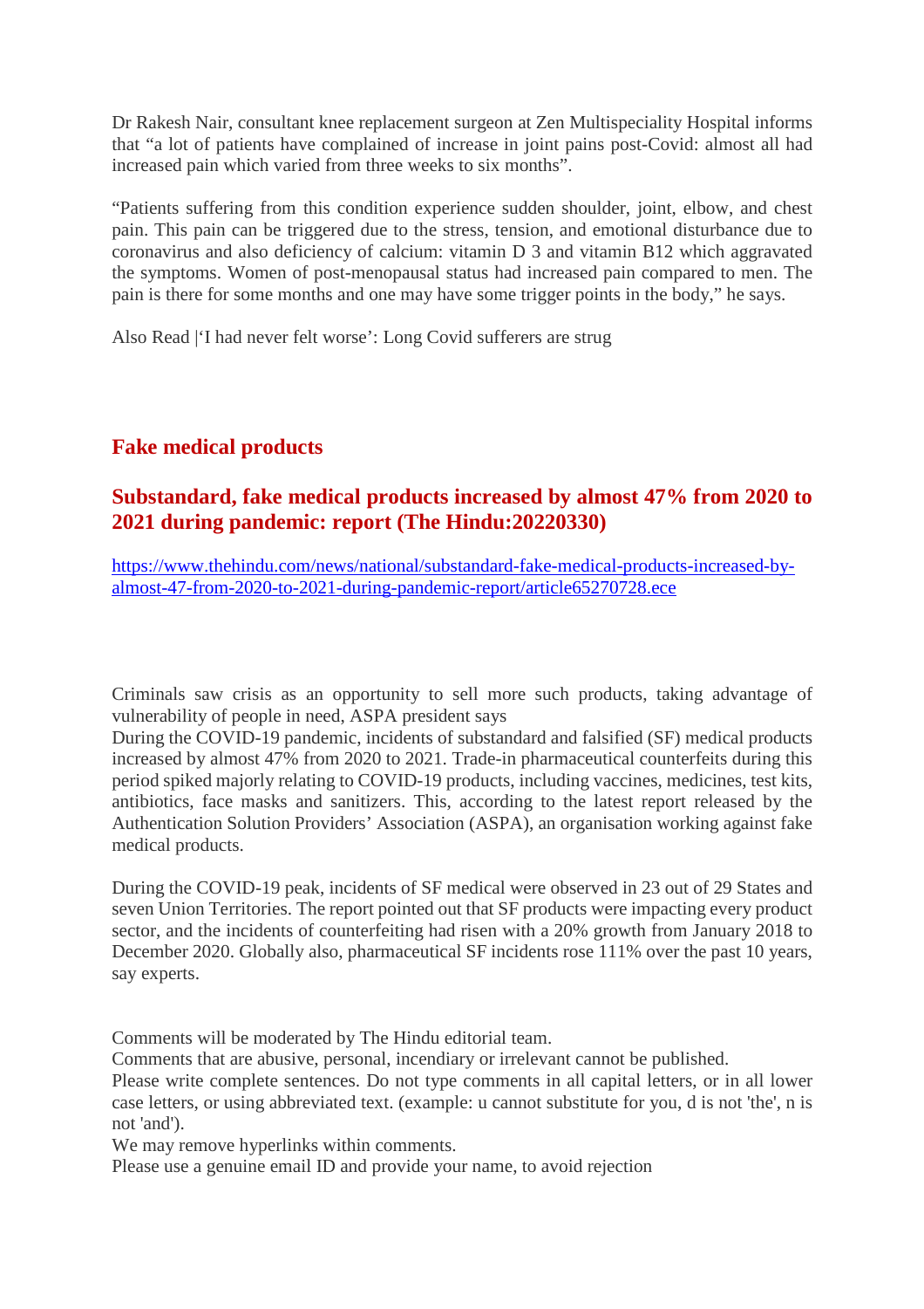Dr Rakesh Nair, consultant knee replacement surgeon at Zen Multispeciality Hospital informs that "a lot of patients have complained of increase in joint pains post-Covid: almost all had increased pain which varied from three weeks to six months".

"Patients suffering from this condition experience sudden shoulder, joint, elbow, and chest pain. This pain can be triggered due to the stress, tension, and emotional disturbance due to coronavirus and also deficiency of calcium: vitamin D 3 and vitamin B12 which aggravated the symptoms. Women of post-menopausal status had increased pain compared to men. The pain is there for some months and one may have some trigger points in the body," he says.

Also Read |'I had never felt worse': Long Covid sufferers are strug

## Fake medical products

## Substandard, fake medical products increased by almost 47% from 2020 to 2021 during pandemic: report (The Hindu:20220330)

https://www.thehindu.com/news/national/substandard-fake-medical-products-increased-by-almost-47-from-2020-to-2021-during-pandemic-report/article65270728.ece

Criminals saw crisis as an opportunity to sell more such products, taking advantage of vulnerability of people in need, ASPA president says
During the COVID-19 pandemic, incidents of substandard and falsified (SF) medical products increased by almost 47% from 2020 to 2021. Trade-in pharmaceutical counterfeits during this period spiked majorly relating to COVID-19 products, including vaccines, medicines, test kits, antibiotics, face masks and sanitizers. This, according to the latest report released by the Authentication Solution Providers' Association (ASPA), an organisation working against fake medical products.

During the COVID-19 peak, incidents of SF medical were observed in 23 out of 29 States and seven Union Territories. The report pointed out that SF products were impacting every product sector, and the incidents of counterfeiting had risen with a 20% growth from January 2018 to December 2020. Globally also, pharmaceutical SF incidents rose 111% over the past 10 years, say experts.

Comments will be moderated by The Hindu editorial team.
Comments that are abusive, personal, incendiary or irrelevant cannot be published.
Please write complete sentences. Do not type comments in all capital letters, or in all lower case letters, or using abbreviated text. (example: u cannot substitute for you, d is not 'the', n is not 'and').
We may remove hyperlinks within comments.
Please use a genuine email ID and provide your name, to avoid rejection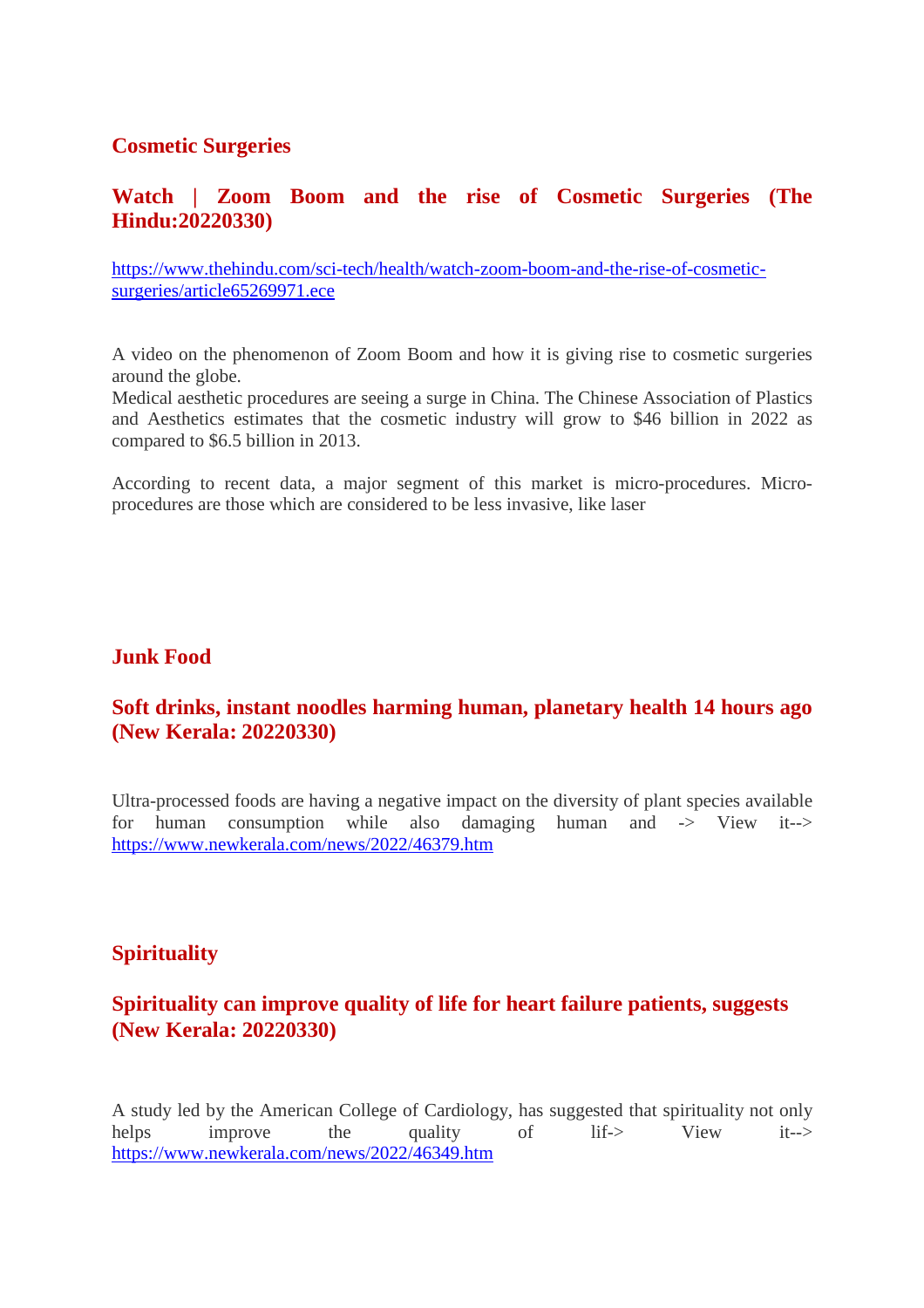## Cosmetic Surgeries

### Watch | Zoom Boom and the rise of Cosmetic Surgeries (The Hindu:20220330)

https://www.thehindu.com/sci-tech/health/watch-zoom-boom-and-the-rise-of-cosmetic-surgeries/article65269971.ece

A video on the phenomenon of Zoom Boom and how it is giving rise to cosmetic surgeries around the globe.
Medical aesthetic procedures are seeing a surge in China. The Chinese Association of Plastics and Aesthetics estimates that the cosmetic industry will grow to $46 billion in 2022 as compared to $6.5 billion in 2013.

According to recent data, a major segment of this market is micro-procedures. Micro-procedures are those which are considered to be less invasive, like laser

## Junk Food

### Soft drinks, instant noodles harming human, planetary health 14 hours ago (New Kerala: 20220330)

Ultra-processed foods are having a negative impact on the diversity of plant species available for human consumption while also damaging human and -> View it--> https://www.newkerala.com/news/2022/46379.htm

## Spirituality

### Spirituality can improve quality of life for heart failure patients, suggests (New Kerala: 20220330)

A study led by the American College of Cardiology, has suggested that spirituality not only helps improve the quality of lif-> View it--> https://www.newkerala.com/news/2022/46349.htm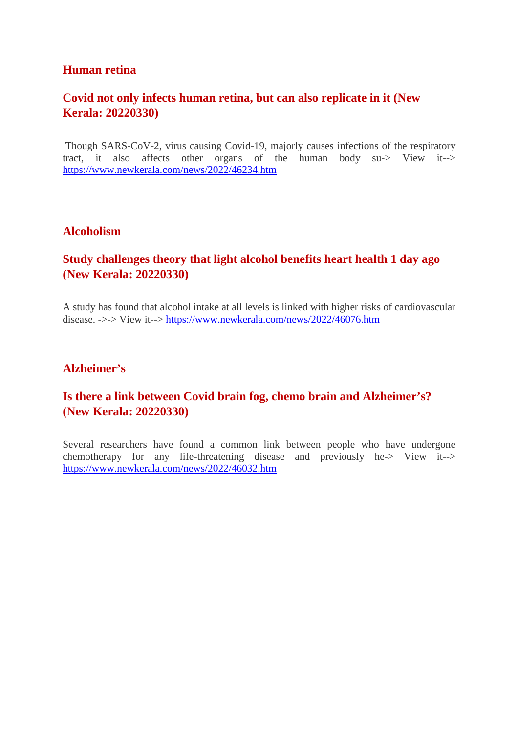## Human retina

## Covid not only infects human retina, but can also replicate in it (New Kerala: 20220330)

Though SARS-CoV-2, virus causing Covid-19, majorly causes infections of the respiratory tract, it also affects other organs of the human body su-> View it--> https://www.newkerala.com/news/2022/46234.htm

## Alcoholism

## Study challenges theory that light alcohol benefits heart health 1 day ago (New Kerala: 20220330)

A study has found that alcohol intake at all levels is linked with higher risks of cardiovascular disease. ->-> View it--> https://www.newkerala.com/news/2022/46076.htm

## Alzheimer's

## Is there a link between Covid brain fog, chemo brain and Alzheimer's? (New Kerala: 20220330)

Several researchers have found a common link between people who have undergone chemotherapy for any life-threatening disease and previously he-> View it--> https://www.newkerala.com/news/2022/46032.htm